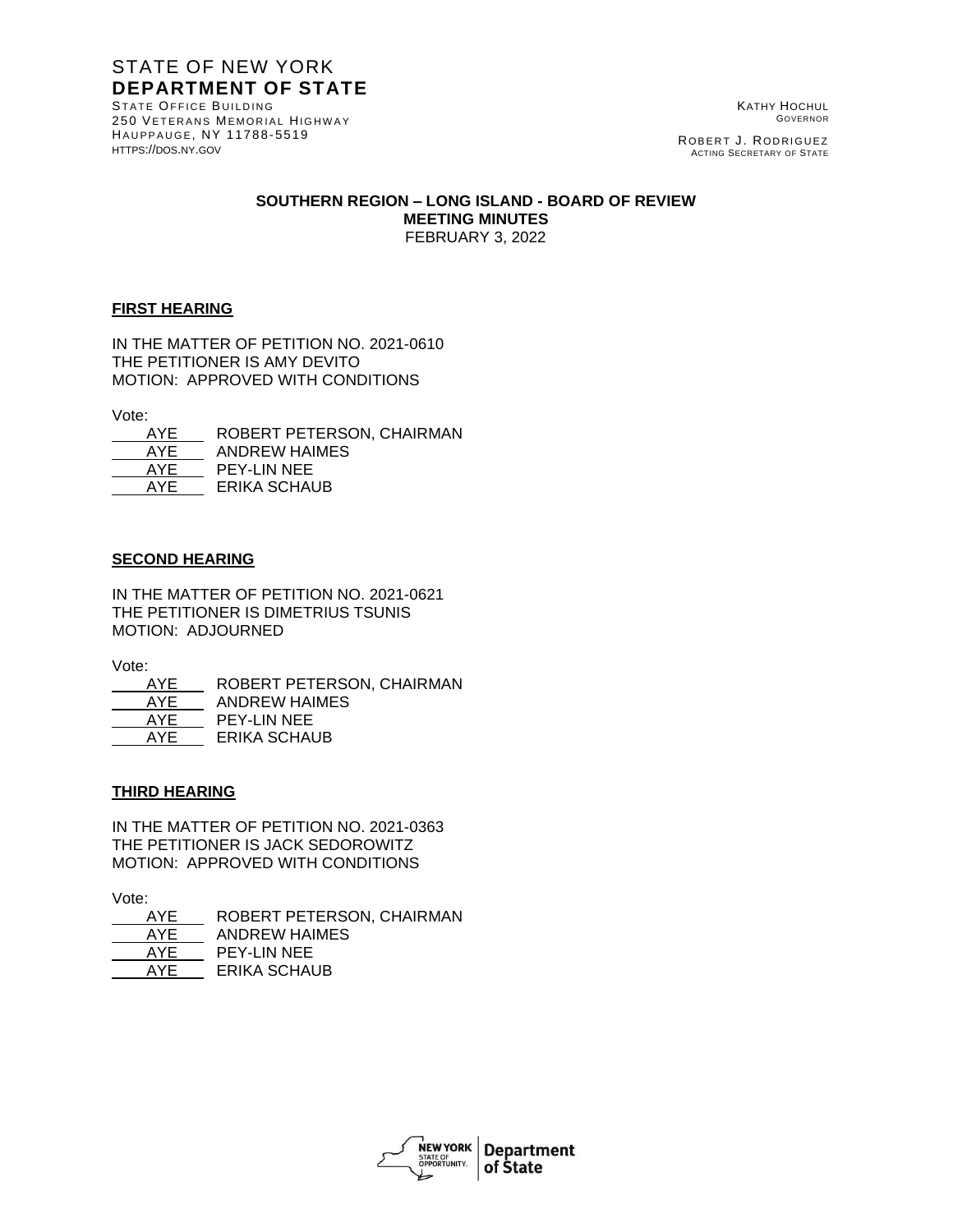STATE OF NEW YORK
**DEPARTMENT OF STATE**
STATE OFFICE BUILDING
250 VETERANS MEMORIAL HIGHWAY
HAUPPAUGE, NY 11788-5519
HTTPS://DOS.NY.GOV

KATHY HOCHUL
GOVERNOR

ROBERT J. RODRIGUEZ
ACTING SECRETARY OF STATE

**SOUTHERN REGION – LONG ISLAND - BOARD OF REVIEW**
**MEETING MINUTES**
FEBRUARY 3, 2022

**FIRST HEARING**

IN THE MATTER OF PETITION NO. 2021-0610
THE PETITIONER IS AMY DEVITO
MOTION: APPROVED WITH CONDITIONS

Vote:

| | |
|---|---|
| AYE | ROBERT PETERSON, CHAIRMAN |
| AYE | ANDREW HAIMES |
| AYE | PEY-LIN NEE |
| AYE | ERIKA SCHAUB |

**SECOND HEARING**

IN THE MATTER OF PETITION NO. 2021-0621
THE PETITIONER IS DIMETRIUS TSUNIS
MOTION: ADJOURNED

Vote:

| | |
|---|---|
| AYE | ROBERT PETERSON, CHAIRMAN |
| AYE | ANDREW HAIMES |
| AYE | PEY-LIN NEE |
| AYE | ERIKA SCHAUB |

**THIRD HEARING**

IN THE MATTER OF PETITION NO. 2021-0363
THE PETITIONER IS JACK SEDOROWITZ
MOTION: APPROVED WITH CONDITIONS

Vote:

| | |
|---|---|
| AYE | ROBERT PETERSON, CHAIRMAN |
| AYE | ANDREW HAIMES |
| AYE | PEY-LIN NEE |
| AYE | ERIKA SCHAUB |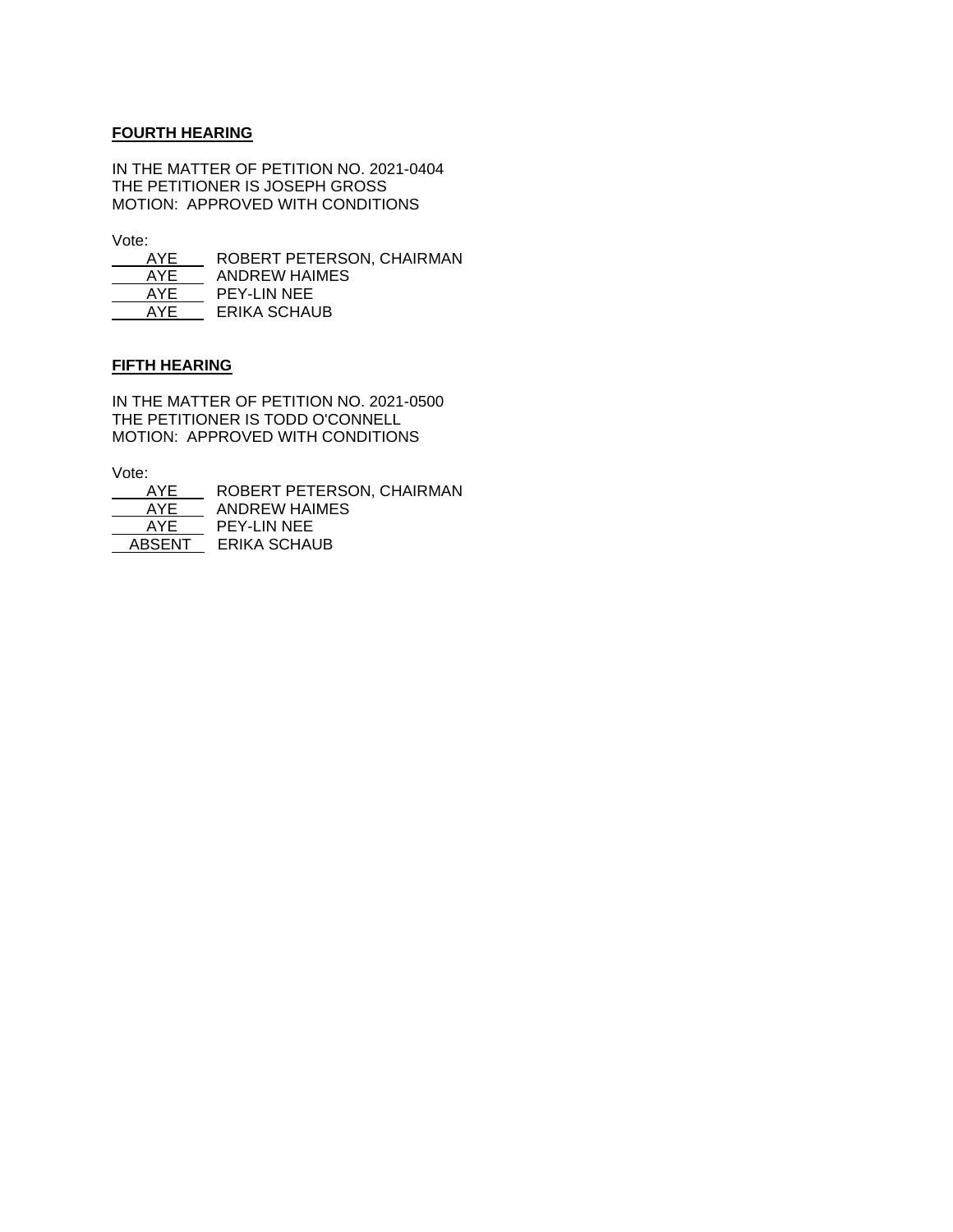**FOURTH HEARING**

IN THE MATTER OF PETITION NO. 2021-0404
THE PETITIONER IS JOSEPH GROSS
MOTION: APPROVED WITH CONDITIONS

Vote:

| | |
|---|---|
| AYE | ROBERT PETERSON, CHAIRMAN |
| AYE | ANDREW HAIMES |
| AYE | PEY-LIN NEE |
| AYE | ERIKA SCHAUB |

**FIFTH HEARING**

IN THE MATTER OF PETITION NO. 2021-0500
THE PETITIONER IS TODD O'CONNELL
MOTION: APPROVED WITH CONDITIONS

Vote:

| | |
|---|---|
| AYE | ROBERT PETERSON, CHAIRMAN |
| AYE | ANDREW HAIMES |
| AYE | PEY-LIN NEE |
| ABSENT | ERIKA SCHAUB |